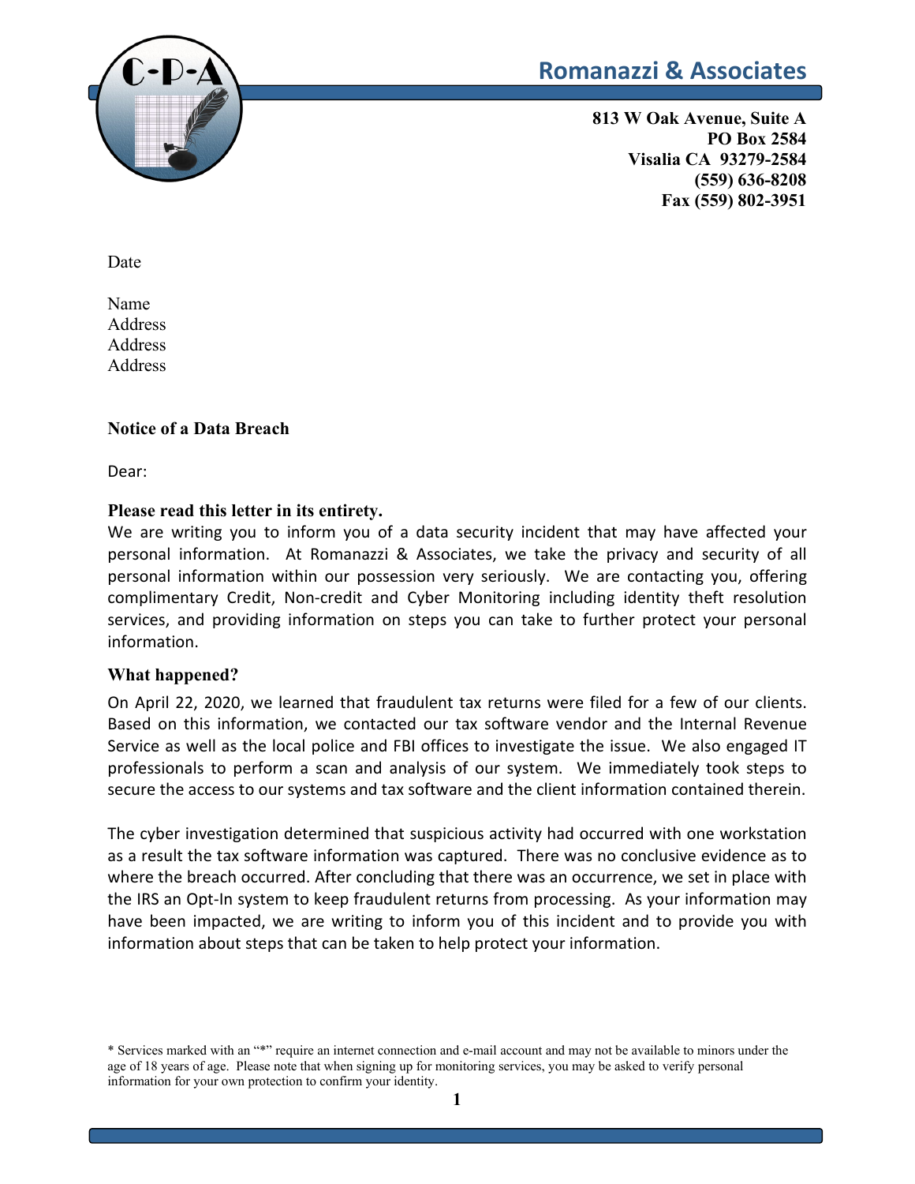# Romanazzi & Associates

**813 W Oak Avenue, Suite A**
**PO Box 2584**
**Visalia CA 93279-2584**
**(559) 636-8208**
**Fax (559) 802-3951**

Date

Name
Address
Address
Address

**Notice of a Data Breach**

Dear:

**Please read this letter in its entirety.**

We are writing you to inform you of a data security incident that may have affected your personal information. At Romanazzi & Associates, we take the privacy and security of all personal information within our possession very seriously. We are contacting you, offering complimentary Credit, Non-credit and Cyber Monitoring including identity theft resolution services, and providing information on steps you can take to further protect your personal information.

**What happened?**

On April 22, 2020, we learned that fraudulent tax returns were filed for a few of our clients. Based on this information, we contacted our tax software vendor and the Internal Revenue Service as well as the local police and FBI offices to investigate the issue. We also engaged IT professionals to perform a scan and analysis of our system. We immediately took steps to secure the access to our systems and tax software and the client information contained therein.

The cyber investigation determined that suspicious activity had occurred with one workstation as a result the tax software information was captured. There was no conclusive evidence as to where the breach occurred. After concluding that there was an occurrence, we set in place with the IRS an Opt-In system to keep fraudulent returns from processing. As your information may have been impacted, we are writing to inform you of this incident and to provide you with information about steps that can be taken to help protect your information.

* Services marked with an "*" require an internet connection and e-mail account and may not be available to minors under the age of 18 years of age. Please note that when signing up for monitoring services, you may be asked to verify personal information for your own protection to confirm your identity.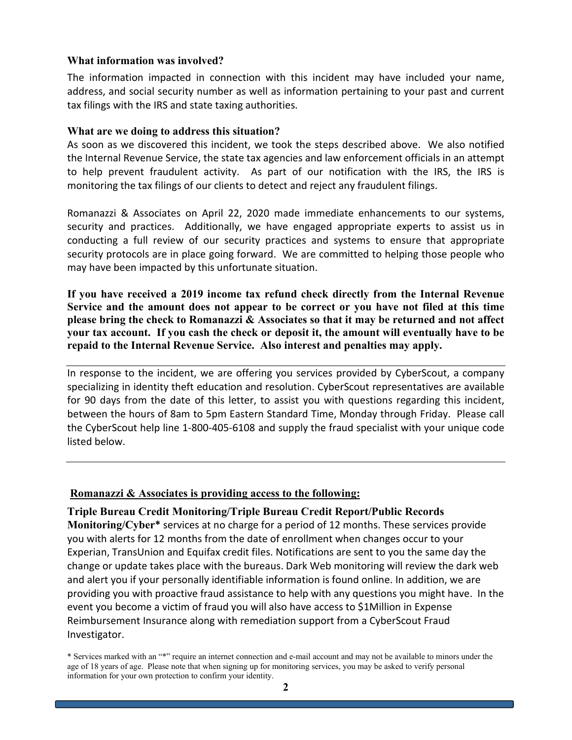### What information was involved?

The information impacted in connection with this incident may have included your name, address, and social security number as well as information pertaining to your past and current tax filings with the IRS and state taxing authorities.

### What are we doing to address this situation?

As soon as we discovered this incident, we took the steps described above. We also notified the Internal Revenue Service, the state tax agencies and law enforcement officials in an attempt to help prevent fraudulent activity. As part of our notification with the IRS, the IRS is monitoring the tax filings of our clients to detect and reject any fraudulent filings.

Romanazzi & Associates on April 22, 2020 made immediate enhancements to our systems, security and practices. Additionally, we have engaged appropriate experts to assist us in conducting a full review of our security practices and systems to ensure that appropriate security protocols are in place going forward. We are committed to helping those people who may have been impacted by this unfortunate situation.

**If you have received a 2019 income tax refund check directly from the Internal Revenue Service and the amount does not appear to be correct or you have not filed at this time please bring the check to Romanazzi & Associates so that it may be returned and not affect your tax account. If you cash the check or deposit it, the amount will eventually have to be repaid to the Internal Revenue Service. Also interest and penalties may apply.**

---

In response to the incident, we are offering you services provided by CyberScout, a company specializing in identity theft education and resolution. CyberScout representatives are available for 90 days from the date of this letter, to assist you with questions regarding this incident, between the hours of 8am to 5pm Eastern Standard Time, Monday through Friday. Please call the CyberScout help line 1-800-405-6108 and supply the fraud specialist with your unique code listed below.

---

**Romanazzi & Associates is providing access to the following:**

**Triple Bureau Credit Monitoring/Triple Bureau Credit Report/Public Records Monitoring/Cyber*** services at no charge for a period of 12 months. These services provide you with alerts for 12 months from the date of enrollment when changes occur to your Experian, TransUnion and Equifax credit files. Notifications are sent to you the same day the change or update takes place with the bureaus. Dark Web monitoring will review the dark web and alert you if your personally identifiable information is found online. In addition, we are providing you with proactive fraud assistance to help with any questions you might have. In the event you become a victim of fraud you will also have access to $1Million in Expense Reimbursement Insurance along with remediation support from a CyberScout Fraud Investigator.

\* Services marked with an "*" require an internet connection and e-mail account and may not be available to minors under the age of 18 years of age. Please note that when signing up for monitoring services, you may be asked to verify personal information for your own protection to confirm your identity.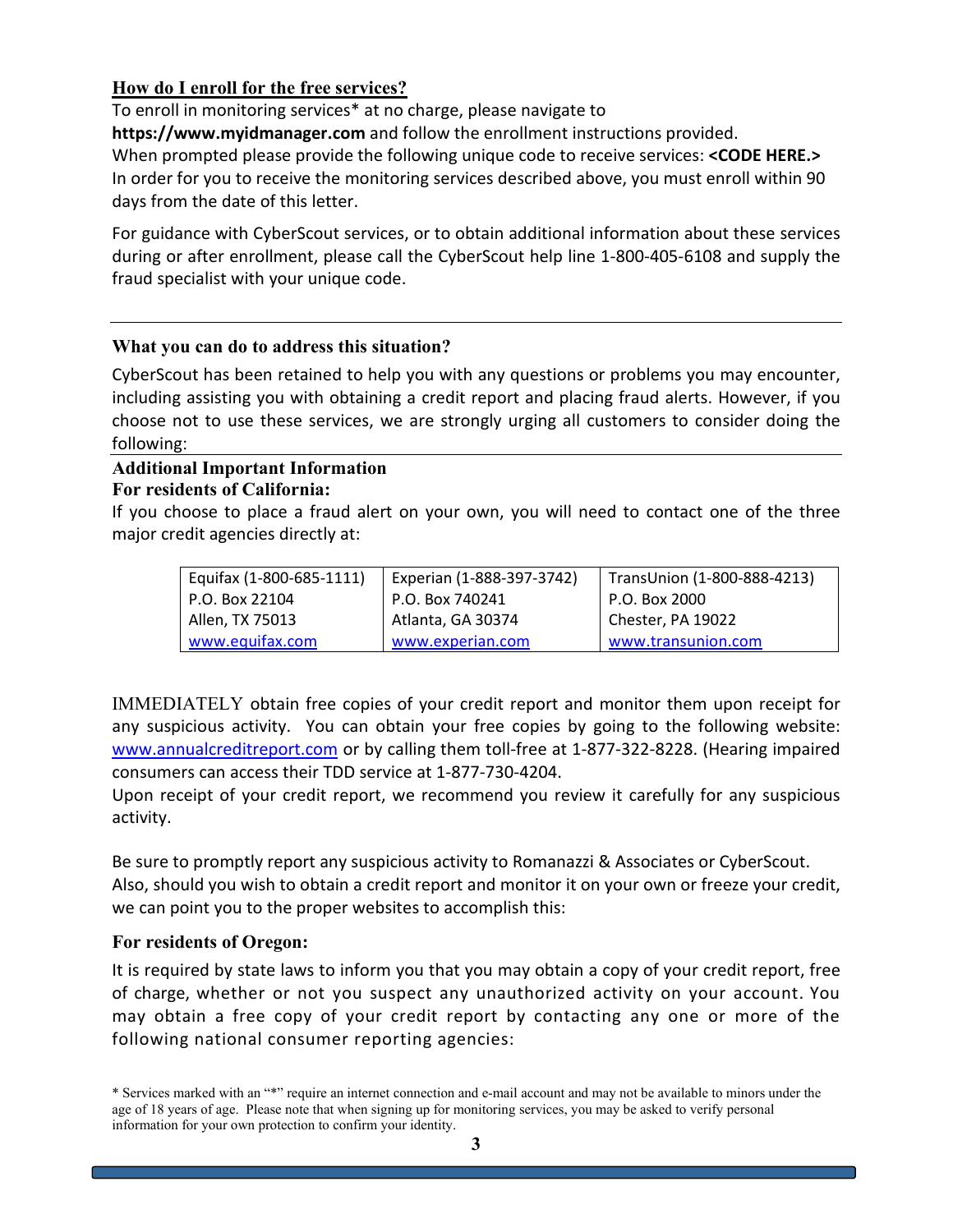**How do I enroll for the free services?**

To enroll in monitoring services* at no charge, please navigate to **https://www.myidmanager.com** and follow the enrollment instructions provided.
When prompted please provide the following unique code to receive services: **<CODE HERE.>**
In order for you to receive the monitoring services described above, you must enroll within 90 days from the date of this letter.

For guidance with CyberScout services, or to obtain additional information about these services during or after enrollment, please call the CyberScout help line 1-800-405-6108 and supply the fraud specialist with your unique code.

---

**What you can do to address this situation?**

CyberScout has been retained to help you with any questions or problems you may encounter, including assisting you with obtaining a credit report and placing fraud alerts. However, if you choose not to use these services, we are strongly urging all customers to consider doing the following:

---

**Additional Important Information**
**For residents of California:**

If you choose to place a fraud alert on your own, you will need to contact one of the three major credit agencies directly at:

| Equifax (1-800-685-1111) | Experian (1-888-397-3742) | TransUnion (1-800-888-4213) |
|---|---|---|
| P.O. Box 22104 | P.O. Box 740241 | P.O. Box 2000 |
| Allen, TX 75013 | Atlanta, GA 30374 | Chester, PA 19022 |
| www.equifax.com | www.experian.com | www.transunion.com |

IMMEDIATELY obtain free copies of your credit report and monitor them upon receipt for any suspicious activity. You can obtain your free copies by going to the following website: www.annualcreditreport.com or by calling them toll-free at 1-877-322-8228. (Hearing impaired consumers can access their TDD service at 1-877-730-4204.
Upon receipt of your credit report, we recommend you review it carefully for any suspicious activity.

Be sure to promptly report any suspicious activity to Romanazzi & Associates or CyberScout.
Also, should you wish to obtain a credit report and monitor it on your own or freeze your credit, we can point you to the proper websites to accomplish this:

**For residents of Oregon:**

It is required by state laws to inform you that you may obtain a copy of your credit report, free of charge, whether or not you suspect any unauthorized activity on your account. You may obtain a free copy of your credit report by contacting any one or more of the following national consumer reporting agencies:

* Services marked with an "*" require an internet connection and e-mail account and may not be available to minors under the age of 18 years of age. Please note that when signing up for monitoring services, you may be asked to verify personal information for your own protection to confirm your identity.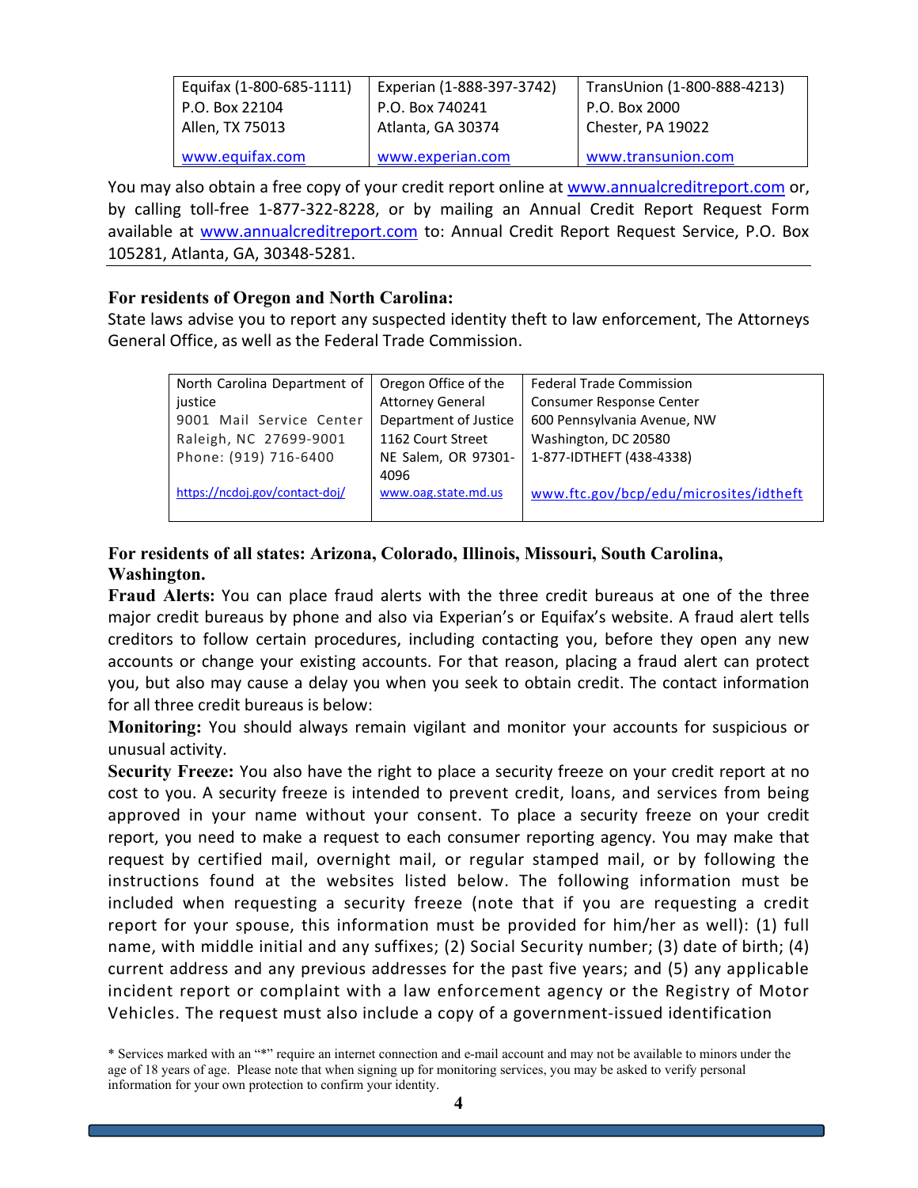| Equifax (1-800-685-1111) | Experian (1-888-397-3742) | TransUnion (1-800-888-4213) |
|---|---|---|
| P.O. Box 22104<br>Allen, TX 75013 | P.O. Box 740241<br>Atlanta, GA 30374 | P.O. Box 2000<br>Chester, PA 19022 |
| www.equifax.com | www.experian.com | www.transunion.com |

You may also obtain a free copy of your credit report online at www.annualcreditreport.com or, by calling toll-free 1-877-322-8228, or by mailing an Annual Credit Report Request Form available at www.annualcreditreport.com to: Annual Credit Report Request Service, P.O. Box 105281, Atlanta, GA, 30348-5281.

---

**For residents of Oregon and North Carolina:**

State laws advise you to report any suspected identity theft to law enforcement, The Attorneys General Office, as well as the Federal Trade Commission.

| North Carolina Department of justice | Oregon Office of the Attorney General | Federal Trade Commission |
|---|---|---|
| 9001 Mail Service Center<br>Raleigh, NC 27699-9001<br>Phone: (919) 716-6400 | Department of Justice<br>1162 Court Street<br>NE Salem, OR 97301-4096 | Consumer Response Center<br>600 Pennsylvania Avenue, NW<br>Washington, DC 20580<br>1-877-IDTHEFT (438-4338) |
| https://ncdoj.gov/contact-doj/ | www.oag.state.md.us | www.ftc.gov/bcp/edu/microsites/idtheft |

**For residents of all states: Arizona, Colorado, Illinois, Missouri, South Carolina, Washington.**

**Fraud Alerts:** You can place fraud alerts with the three credit bureaus at one of the three major credit bureaus by phone and also via Experian's or Equifax's website. A fraud alert tells creditors to follow certain procedures, including contacting you, before they open any new accounts or change your existing accounts. For that reason, placing a fraud alert can protect you, but also may cause a delay you when you seek to obtain credit. The contact information for all three credit bureaus is below:

**Monitoring:** You should always remain vigilant and monitor your accounts for suspicious or unusual activity.

**Security Freeze:** You also have the right to place a security freeze on your credit report at no cost to you. A security freeze is intended to prevent credit, loans, and services from being approved in your name without your consent. To place a security freeze on your credit report, you need to make a request to each consumer reporting agency. You may make that request by certified mail, overnight mail, or regular stamped mail, or by following the instructions found at the websites listed below. The following information must be included when requesting a security freeze (note that if you are requesting a credit report for your spouse, this information must be provided for him/her as well): (1) full name, with middle initial and any suffixes; (2) Social Security number; (3) date of birth; (4) current address and any previous addresses for the past five years; and (5) any applicable incident report or complaint with a law enforcement agency or the Registry of Motor Vehicles. The request must also include a copy of a government-issued identification

* Services marked with an "*" require an internet connection and e-mail account and may not be available to minors under the age of 18 years of age. Please note that when signing up for monitoring services, you may be asked to verify personal information for your own protection to confirm your identity.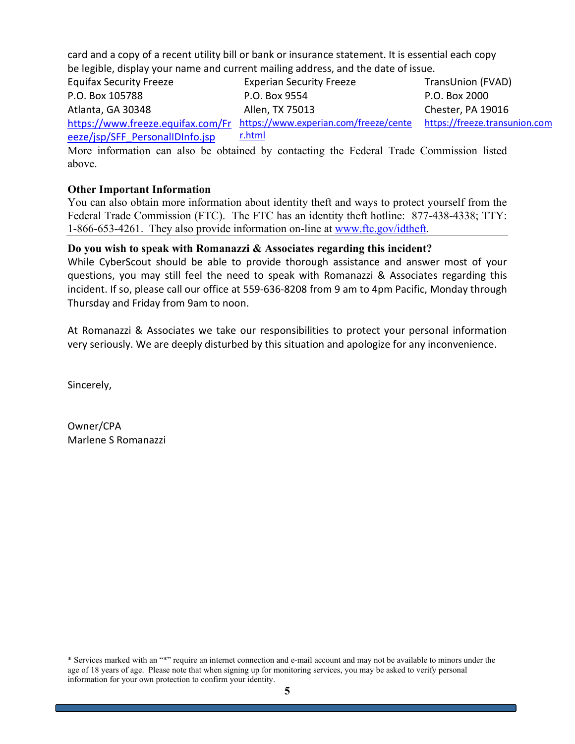card and a copy of a recent utility bill or bank or insurance statement. It is essential each copy be legible, display your name and current mailing address, and the date of issue.

| | | |
|---|---|---|
| Equifax Security Freeze | Experian Security Freeze | TransUnion (FVAD) |
| P.O. Box 105788 | P.O. Box 9554 | P.O. Box 2000 |
| Atlanta, GA 30348 | Allen, TX 75013 | Chester, PA 19016 |
| https://www.freeze.equifax.com/Freeze/jsp/SFF_PersonalIDInfo.jsp | https://www.experian.com/freeze/center.html | https://freeze.transunion.com |

More information can also be obtained by contacting the Federal Trade Commission listed above.

**Other Important Information**

You can also obtain more information about identity theft and ways to protect yourself from the Federal Trade Commission (FTC). The FTC has an identity theft hotline: 877-438-4338; TTY: 1-866-653-4261. They also provide information on-line at www.ftc.gov/idtheft.

**Do you wish to speak with Romanazzi & Associates regarding this incident?**

While CyberScout should be able to provide thorough assistance and answer most of your questions, you may still feel the need to speak with Romanazzi & Associates regarding this incident. If so, please call our office at 559-636-8208 from 9 am to 4pm Pacific, Monday through Thursday and Friday from 9am to noon.

At Romanazzi & Associates we take our responsibilities to protect your personal information very seriously. We are deeply disturbed by this situation and apologize for any inconvenience.

Sincerely,

Owner/CPA
Marlene S Romanazzi

* Services marked with an "*" require an internet connection and e-mail account and may not be available to minors under the age of 18 years of age. Please note that when signing up for monitoring services, you may be asked to verify personal information for your own protection to confirm your identity.